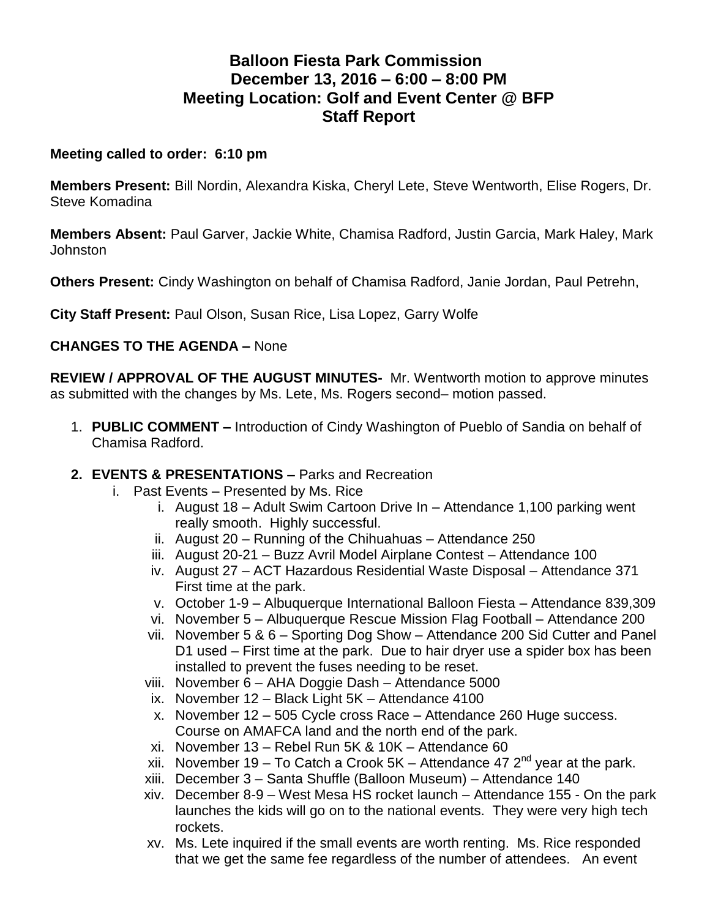# Balloon Fiesta Park Commission
## December 13, 2016 – 6:00 – 8:00 PM
## Meeting Location: Golf and Event Center @ BFP
## Staff Report

**Meeting called to order: 6:10 pm**

**Members Present:** Bill Nordin, Alexandra Kiska, Cheryl Lete, Steve Wentworth, Elise Rogers, Dr. Steve Komadina

**Members Absent:** Paul Garver, Jackie White, Chamisa Radford, Justin Garcia, Mark Haley, Mark Johnston

**Others Present:** Cindy Washington on behalf of Chamisa Radford, Janie Jordan, Paul Petrehn,

**City Staff Present:** Paul Olson, Susan Rice, Lisa Lopez, Garry Wolfe

**CHANGES TO THE AGENDA –** None

**REVIEW / APPROVAL OF THE AUGUST MINUTES-** Mr. Wentworth motion to approve minutes as submitted with the changes by Ms. Lete, Ms. Rogers second– motion passed.

1. **PUBLIC COMMENT –** Introduction of Cindy Washington of Pueblo of Sandia on behalf of Chamisa Radford.

2. **EVENTS & PRESENTATIONS –** Parks and Recreation
   i. Past Events – Presented by Ms. Rice
      i. August 18 – Adult Swim Cartoon Drive In – Attendance 1,100 parking went really smooth. Highly successful.
      ii. August 20 – Running of the Chihuahuas – Attendance 250
      iii. August 20-21 – Buzz Avril Model Airplane Contest – Attendance 100
      iv. August 27 – ACT Hazardous Residential Waste Disposal – Attendance 371 First time at the park.
      v. October 1-9 – Albuquerque International Balloon Fiesta – Attendance 839,309
      vi. November 5 – Albuquerque Rescue Mission Flag Football – Attendance 200
      vii. November 5 & 6 – Sporting Dog Show – Attendance 200 Sid Cutter and Panel D1 used – First time at the park. Due to hair dryer use a spider box has been installed to prevent the fuses needing to be reset.
      viii. November 6 – AHA Doggie Dash – Attendance 5000
      ix. November 12 – Black Light 5K – Attendance 4100
      x. November 12 – 505 Cycle cross Race – Attendance 260 Huge success. Course on AMAFCA land and the north end of the park.
      xi. November 13 – Rebel Run 5K & 10K – Attendance 60
      xii. November 19 – To Catch a Crook 5K – Attendance 47 2nd year at the park.
      xiii. December 3 – Santa Shuffle (Balloon Museum) – Attendance 140
      xiv. December 8-9 – West Mesa HS rocket launch – Attendance 155 - On the park launches the kids will go on to the national events. They were very high tech rockets.
      xv. Ms. Lete inquired if the small events are worth renting. Ms. Rice responded that we get the same fee regardless of the number of attendees. An event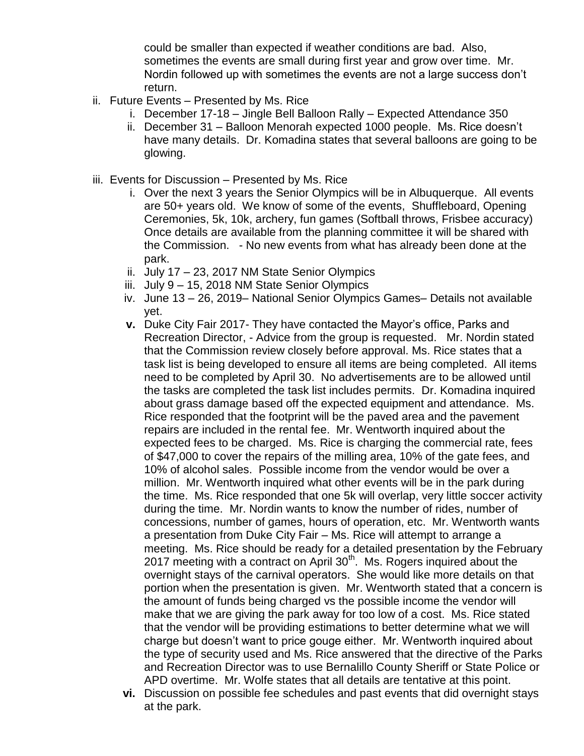could be smaller than expected if weather conditions are bad. Also, sometimes the events are small during first year and grow over time. Mr. Nordin followed up with sometimes the events are not a large success don't return.

- ii. Future Events – Presented by Ms. Rice
  - i. December 17-18 – Jingle Bell Balloon Rally – Expected Attendance 350
  - ii. December 31 – Balloon Menorah expected 1000 people. Ms. Rice doesn't have many details. Dr. Komadina states that several balloons are going to be glowing.

- iii. Events for Discussion – Presented by Ms. Rice
  - i. Over the next 3 years the Senior Olympics will be in Albuquerque. All events are 50+ years old. We know of some of the events, Shuffleboard, Opening Ceremonies, 5k, 10k, archery, fun games (Softball throws, Frisbee accuracy) Once details are available from the planning committee it will be shared with the Commission. - No new events from what has already been done at the park.
  - ii. July 17 – 23, 2017 NM State Senior Olympics
  - iii. July 9 – 15, 2018 NM State Senior Olympics
  - iv. June 13 – 26, 2019– National Senior Olympics Games– Details not available yet.
  - **v.** Duke City Fair 2017- They have contacted the Mayor's office, Parks and Recreation Director, - Advice from the group is requested. Mr. Nordin stated that the Commission review closely before approval. Ms. Rice states that a task list is being developed to ensure all items are being completed. All items need to be completed by April 30. No advertisements are to be allowed until the tasks are completed the task list includes permits. Dr. Komadina inquired about grass damage based off the expected equipment and attendance. Ms. Rice responded that the footprint will be the paved area and the pavement repairs are included in the rental fee. Mr. Wentworth inquired about the expected fees to be charged. Ms. Rice is charging the commercial rate, fees of $47,000 to cover the repairs of the milling area, 10% of the gate fees, and 10% of alcohol sales. Possible income from the vendor would be over a million. Mr. Wentworth inquired what other events will be in the park during the time. Ms. Rice responded that one 5k will overlap, very little soccer activity during the time. Mr. Nordin wants to know the number of rides, number of concessions, number of games, hours of operation, etc. Mr. Wentworth wants a presentation from Duke City Fair – Ms. Rice will attempt to arrange a meeting. Ms. Rice should be ready for a detailed presentation by the February 2017 meeting with a contract on April 30th. Ms. Rogers inquired about the overnight stays of the carnival operators. She would like more details on that portion when the presentation is given. Mr. Wentworth stated that a concern is the amount of funds being charged vs the possible income the vendor will make that we are giving the park away for too low of a cost. Ms. Rice stated that the vendor will be providing estimations to better determine what we will charge but doesn't want to price gouge either. Mr. Wentworth inquired about the type of security used and Ms. Rice answered that the directive of the Parks and Recreation Director was to use Bernalillo County Sheriff or State Police or APD overtime. Mr. Wolfe states that all details are tentative at this point.
  - **vi.** Discussion on possible fee schedules and past events that did overnight stays at the park.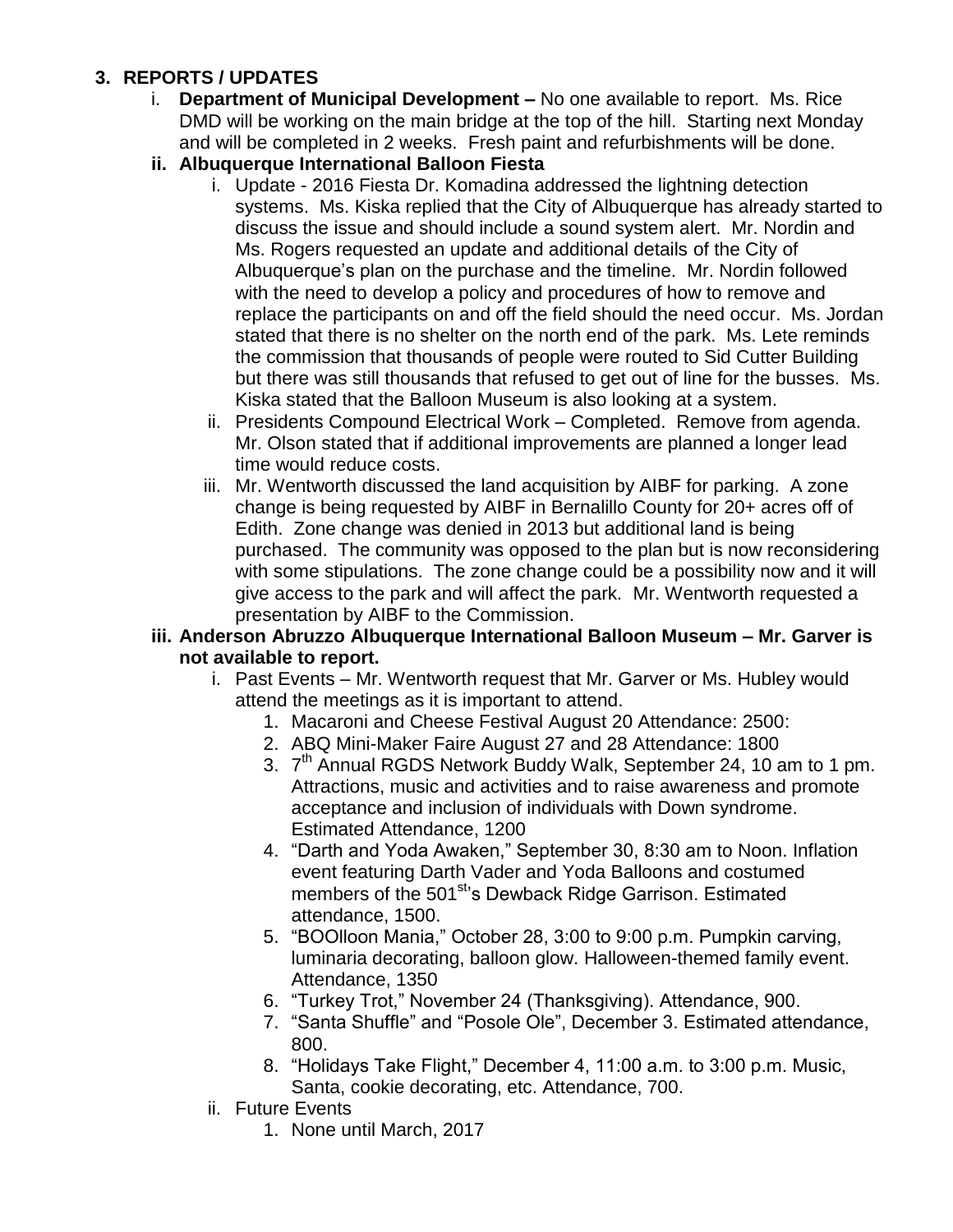**3. REPORTS / UPDATES**

i. **Department of Municipal Development –** No one available to report. Ms. Rice DMD will be working on the main bridge at the top of the hill. Starting next Monday and will be completed in 2 weeks. Fresh paint and refurbishments will be done.

ii. **Albuquerque International Balloon Fiesta**

   i. Update - 2016 Fiesta Dr. Komadina addressed the lightning detection systems. Ms. Kiska replied that the City of Albuquerque has already started to discuss the issue and should include a sound system alert. Mr. Nordin and Ms. Rogers requested an update and additional details of the City of Albuquerque's plan on the purchase and the timeline. Mr. Nordin followed with the need to develop a policy and procedures of how to remove and replace the participants on and off the field should the need occur. Ms. Jordan stated that there is no shelter on the north end of the park. Ms. Lete reminds the commission that thousands of people were routed to Sid Cutter Building but there was still thousands that refused to get out of line for the busses. Ms. Kiska stated that the Balloon Museum is also looking at a system.

   ii. Presidents Compound Electrical Work – Completed. Remove from agenda. Mr. Olson stated that if additional improvements are planned a longer lead time would reduce costs.

   iii. Mr. Wentworth discussed the land acquisition by AIBF for parking. A zone change is being requested by AIBF in Bernalillo County for 20+ acres off of Edith. Zone change was denied in 2013 but additional land is being purchased. The community was opposed to the plan but is now reconsidering with some stipulations. The zone change could be a possibility now and it will give access to the park and will affect the park. Mr. Wentworth requested a presentation by AIBF to the Commission.

iii. **Anderson Abruzzo Albuquerque International Balloon Museum – Mr. Garver is not available to report.**

   i. Past Events – Mr. Wentworth request that Mr. Garver or Ms. Hubley would attend the meetings as it is important to attend.

      1. Macaroni and Cheese Festival August 20 Attendance: 2500:
      2. ABQ Mini-Maker Faire August 27 and 28 Attendance: 1800
      3. 7th Annual RGDS Network Buddy Walk, September 24, 10 am to 1 pm. Attractions, music and activities and to raise awareness and promote acceptance and inclusion of individuals with Down syndrome. Estimated Attendance, 1200
      4. "Darth and Yoda Awaken," September 30, 8:30 am to Noon. Inflation event featuring Darth Vader and Yoda Balloons and costumed members of the 501st's Dewback Ridge Garrison. Estimated attendance, 1500.
      5. "BOOlloon Mania," October 28, 3:00 to 9:00 p.m. Pumpkin carving, luminaria decorating, balloon glow. Halloween-themed family event. Attendance, 1350
      6. "Turkey Trot," November 24 (Thanksgiving). Attendance, 900.
      7. "Santa Shuffle" and "Posole Ole", December 3. Estimated attendance, 800.
      8. "Holidays Take Flight," December 4, 11:00 a.m. to 3:00 p.m. Music, Santa, cookie decorating, etc. Attendance, 700.

   ii. Future Events

      1. None until March, 2017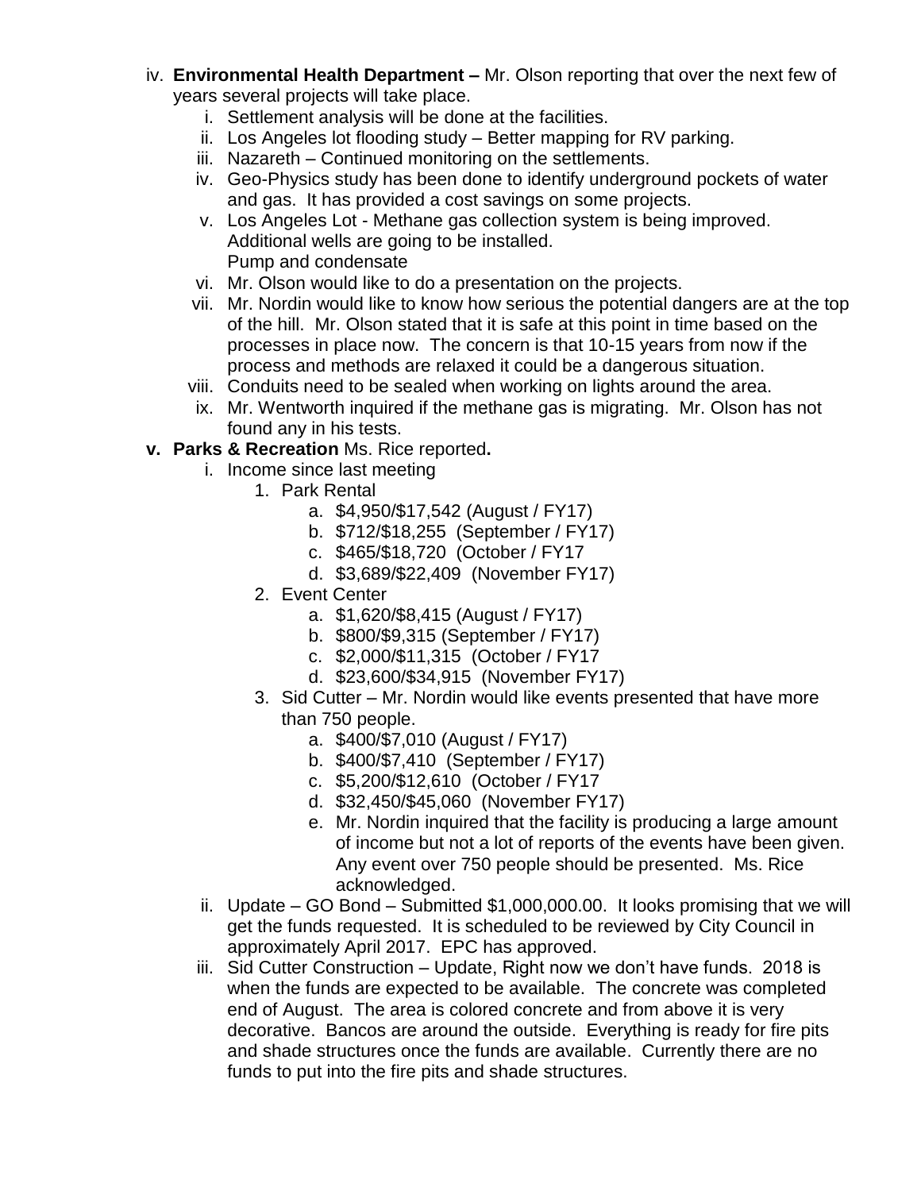iv. **Environmental Health Department –** Mr. Olson reporting that over the next few of years several projects will take place.
    i. Settlement analysis will be done at the facilities.
    ii. Los Angeles lot flooding study – Better mapping for RV parking.
    iii. Nazareth – Continued monitoring on the settlements.
    iv. Geo-Physics study has been done to identify underground pockets of water and gas. It has provided a cost savings on some projects.
    v. Los Angeles Lot - Methane gas collection system is being improved. Additional wells are going to be installed.
       Pump and condensate
    vi. Mr. Olson would like to do a presentation on the projects.
    vii. Mr. Nordin would like to know how serious the potential dangers are at the top of the hill. Mr. Olson stated that it is safe at this point in time based on the processes in place now. The concern is that 10-15 years from now if the process and methods are relaxed it could be a dangerous situation.
    viii. Conduits need to be sealed when working on lights around the area.
    ix. Mr. Wentworth inquired if the methane gas is migrating. Mr. Olson has not found any in his tests.

**v. Parks & Recreation** Ms. Rice reported**.**
    i. Income since last meeting
        1. Park Rental
            a. $4,950/$17,542 (August / FY17)
            b. $712/$18,255 (September / FY17)
            c. $465/$18,720 (October / FY17
            d. $3,689/$22,409 (November FY17)
        2. Event Center
            a. $1,620/$8,415 (August / FY17)
            b. $800/$9,315 (September / FY17)
            c. $2,000/$11,315 (October / FY17
            d. $23,600/$34,915 (November FY17)
        3. Sid Cutter – Mr. Nordin would like events presented that have more than 750 people.
            a. $400/$7,010 (August / FY17)
            b. $400/$7,410 (September / FY17)
            c. $5,200/$12,610 (October / FY17
            d. $32,450/$45,060 (November FY17)
            e. Mr. Nordin inquired that the facility is producing a large amount of income but not a lot of reports of the events have been given. Any event over 750 people should be presented. Ms. Rice acknowledged.
    ii. Update – GO Bond – Submitted $1,000,000.00. It looks promising that we will get the funds requested. It is scheduled to be reviewed by City Council in approximately April 2017. EPC has approved.
    iii. Sid Cutter Construction – Update, Right now we don't have funds. 2018 is when the funds are expected to be available. The concrete was completed end of August. The area is colored concrete and from above it is very decorative. Bancos are around the outside. Everything is ready for fire pits and shade structures once the funds are available. Currently there are no funds to put into the fire pits and shade structures.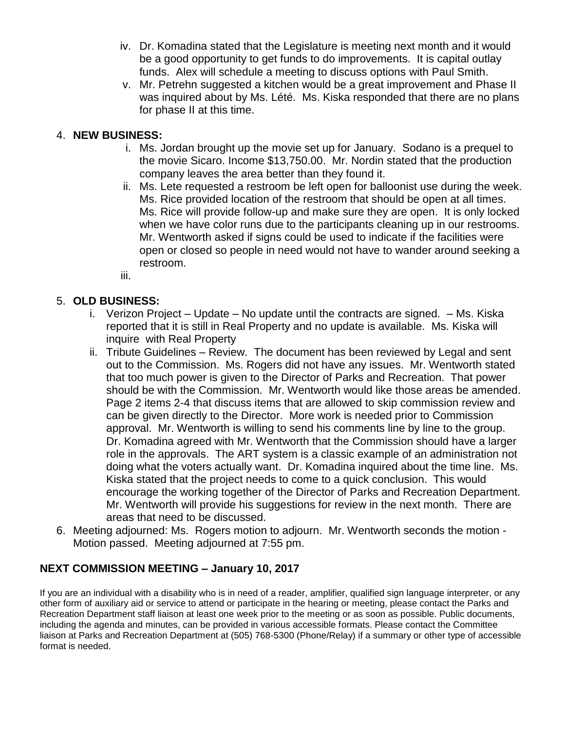iv. Dr. Komadina stated that the Legislature is meeting next month and it would be a good opportunity to get funds to do improvements. It is capital outlay funds. Alex will schedule a meeting to discuss options with Paul Smith.

v. Mr. Petrehn suggested a kitchen would be a great improvement and Phase II was inquired about by Ms. Lété. Ms. Kiska responded that there are no plans for phase II at this time.

4. **NEW BUSINESS:**
   i. Ms. Jordan brought up the movie set up for January. Sodano is a prequel to the movie Sicaro. Income $13,750.00. Mr. Nordin stated that the production company leaves the area better than they found it.
   ii. Ms. Lete requested a restroom be left open for balloonist use during the week. Ms. Rice provided location of the restroom that should be open at all times. Ms. Rice will provide follow-up and make sure they are open. It is only locked when we have color runs due to the participants cleaning up in our restrooms. Mr. Wentworth asked if signs could be used to indicate if the facilities were open or closed so people in need would not have to wander around seeking a restroom.
   iii.

5. **OLD BUSINESS:**
   i. Verizon Project – Update – No update until the contracts are signed. – Ms. Kiska reported that it is still in Real Property and no update is available. Ms. Kiska will inquire with Real Property
   ii. Tribute Guidelines – Review. The document has been reviewed by Legal and sent out to the Commission. Ms. Rogers did not have any issues. Mr. Wentworth stated that too much power is given to the Director of Parks and Recreation. That power should be with the Commission. Mr. Wentworth would like those areas be amended. Page 2 items 2-4 that discuss items that are allowed to skip commission review and can be given directly to the Director. More work is needed prior to Commission approval. Mr. Wentworth is willing to send his comments line by line to the group. Dr. Komadina agreed with Mr. Wentworth that the Commission should have a larger role in the approvals. The ART system is a classic example of an administration not doing what the voters actually want. Dr. Komadina inquired about the time line. Ms. Kiska stated that the project needs to come to a quick conclusion. This would encourage the working together of the Director of Parks and Recreation Department. Mr. Wentworth will provide his suggestions for review in the next month. There are areas that need to be discussed.

6. Meeting adjourned: Ms. Rogers motion to adjourn. Mr. Wentworth seconds the motion - Motion passed. Meeting adjourned at 7:55 pm.

## NEXT COMMISSION MEETING – January 10, 2017

If you are an individual with a disability who is in need of a reader, amplifier, qualified sign language interpreter, or any other form of auxiliary aid or service to attend or participate in the hearing or meeting, please contact the Parks and Recreation Department staff liaison at least one week prior to the meeting or as soon as possible. Public documents, including the agenda and minutes, can be provided in various accessible formats. Please contact the Committee liaison at Parks and Recreation Department at (505) 768-5300 (Phone/Relay) if a summary or other type of accessible format is needed.